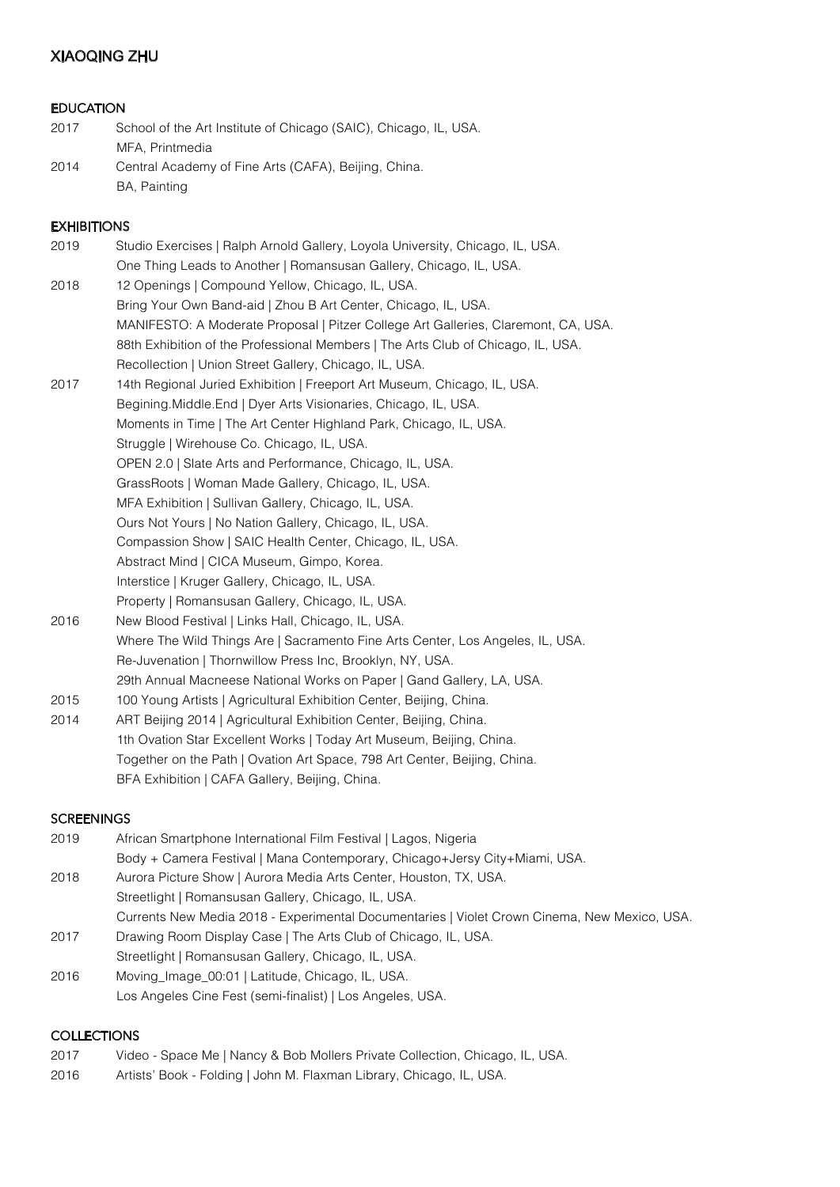# XIAOQING ZHU

## EDUCATION

2017 School of the Art Institute of Chicago (SAIC), Chicago, IL, USA.
MFA, Printmedia

2014 Central Academy of Fine Arts (CAFA), Beijing, China.
BA, Painting

## EXHIBITIONS

2019 Studio Exercises | Ralph Arnold Gallery, Loyola University, Chicago, IL, USA.
One Thing Leads to Another | Romansusan Gallery, Chicago, IL, USA.

2018 12 Openings | Compound Yellow, Chicago, IL, USA.
Bring Your Own Band-aid | Zhou B Art Center, Chicago, IL, USA.
MANIFESTO: A Moderate Proposal | Pitzer College Art Galleries, Claremont, CA, USA.
88th Exhibition of the Professional Members | The Arts Club of Chicago, IL, USA.
Recollection | Union Street Gallery, Chicago, IL, USA.

2017 14th Regional Juried Exhibition | Freeport Art Museum, Chicago, IL, USA.
Begining.Middle.End | Dyer Arts Visionaries, Chicago, IL, USA.
Moments in Time | The Art Center Highland Park, Chicago, IL, USA.
Struggle | Wirehouse Co. Chicago, IL, USA.
OPEN 2.0 | Slate Arts and Performance, Chicago, IL, USA.
GrassRoots | Woman Made Gallery, Chicago, IL, USA.
MFA Exhibition | Sullivan Gallery, Chicago, IL, USA.
Ours Not Yours | No Nation Gallery, Chicago, IL, USA.
Compassion Show | SAIC Health Center, Chicago, IL, USA.
Abstract Mind | CICA Museum, Gimpo, Korea.
Interstice | Kruger Gallery, Chicago, IL, USA.
Property | Romansusan Gallery, Chicago, IL, USA.

2016 New Blood Festival | Links Hall, Chicago, IL, USA.
Where The Wild Things Are | Sacramento Fine Arts Center, Los Angeles, IL, USA.
Re-Juvenation | Thornwillow Press Inc, Brooklyn, NY, USA.
29th Annual Macneese National Works on Paper | Gand Gallery, LA, USA.

2015 100 Young Artists | Agricultural Exhibition Center, Beijing, China.

2014 ART Beijing 2014 | Agricultural Exhibition Center, Beijing, China.
1th Ovation Star Excellent Works | Today Art Museum, Beijing, China.
Together on the Path | Ovation Art Space, 798 Art Center, Beijing, China.
BFA Exhibition | CAFA Gallery, Beijing, China.

## SCREENINGS

2019 African Smartphone International Film Festival | Lagos, Nigeria
Body + Camera Festival | Mana Contemporary, Chicago+Jersy City+Miami, USA.

2018 Aurora Picture Show | Aurora Media Arts Center, Houston, TX, USA.
Streetlight | Romansusan Gallery, Chicago, IL, USA.
Currents New Media 2018 - Experimental Documentaries | Violet Crown Cinema, New Mexico, USA.

2017 Drawing Room Display Case | The Arts Club of Chicago, IL, USA.
Streetlight | Romansusan Gallery, Chicago, IL, USA.

2016 Moving_Image_00:01 | Latitude, Chicago, IL, USA.
Los Angeles Cine Fest (semi-finalist) | Los Angeles, USA.

## COLLECTIONS

2017 Video - Space Me | Nancy & Bob Mollers Private Collection, Chicago, IL, USA.

2016 Artists' Book - Folding | John M. Flaxman Library, Chicago, IL, USA.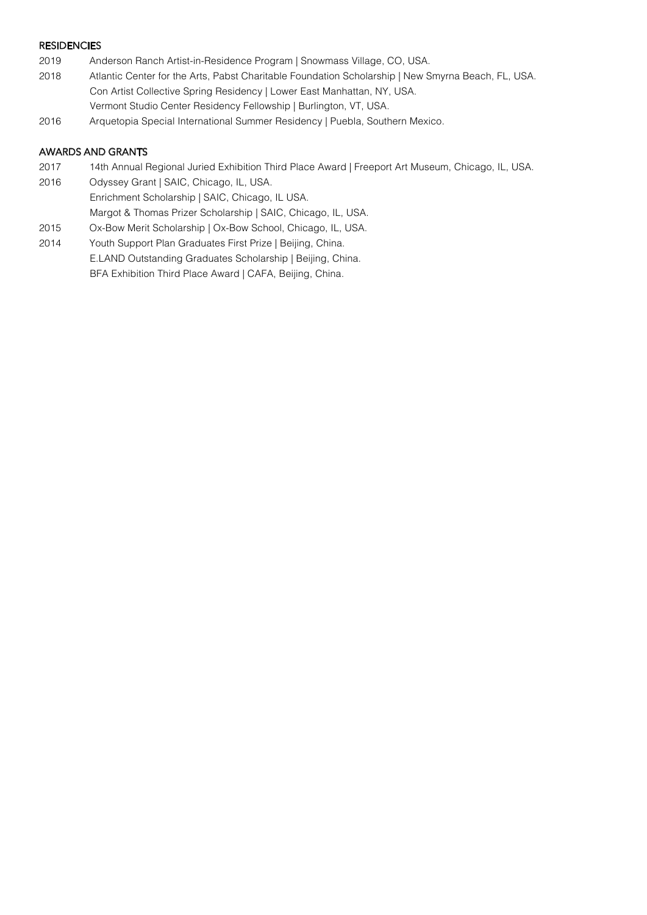## RESIDENCIES

2019 Anderson Ranch Artist-in-Residence Program | Snowmass Village, CO, USA.

2018 Atlantic Center for the Arts, Pabst Charitable Foundation Scholarship | New Smyrna Beach, FL, USA.
Con Artist Collective Spring Residency | Lower East Manhattan, NY, USA.
Vermont Studio Center Residency Fellowship | Burlington, VT, USA.

2016 Arquetopia Special International Summer Residency | Puebla, Southern Mexico.

## AWARDS AND GRANTS

2017 14th Annual Regional Juried Exhibition Third Place Award | Freeport Art Museum, Chicago, IL, USA.

2016 Odyssey Grant | SAIC, Chicago, IL, USA.
Enrichment Scholarship | SAIC, Chicago, IL USA.
Margot & Thomas Prizer Scholarship | SAIC, Chicago, IL, USA.

2015 Ox-Bow Merit Scholarship | Ox-Bow School, Chicago, IL, USA.

2014 Youth Support Plan Graduates First Prize | Beijing, China.
E.LAND Outstanding Graduates Scholarship | Beijing, China.
BFA Exhibition Third Place Award | CAFA, Beijing, China.